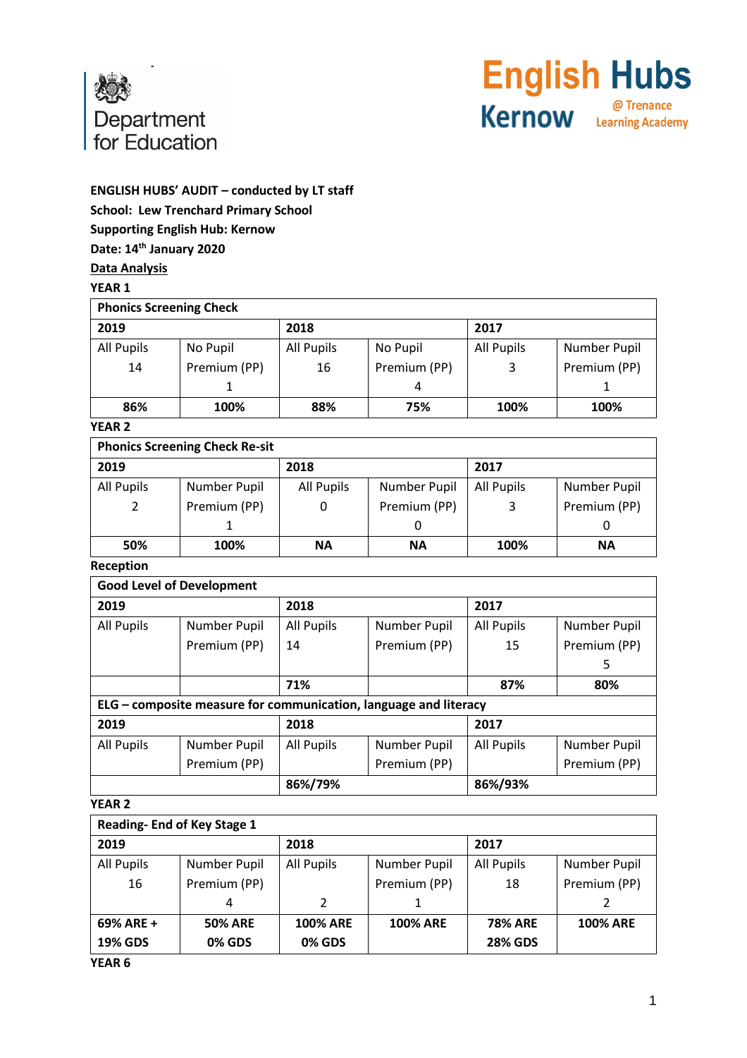Department for Education

**English Hubs Kernow @ Trenance Learning Academy**

**ENGLISH HUBS' AUDIT – conducted by LT staff**

**School: Lew Trenchard Primary School**

**Supporting English Hub: Kernow**

**Date: 14th January 2020**

**Data Analysis**

**YEAR 1**

| **Phonics Screening Check** | | | | | |
|---|---|---|---|---|---|
| **2019** | | **2018** | | **2017** | |
| All Pupils 14 | No Pupil Premium (PP) 1 | All Pupils 16 | No Pupil Premium (PP) 4 | All Pupils 3 | Number Pupil Premium (PP) 1 |
| **86%** | **100%** | **88%** | **75%** | **100%** | **100%** |

**YEAR 2**

| **Phonics Screening Check Re-sit** | | | | | |
|---|---|---|---|---|---|
| **2019** | | **2018** | | **2017** | |
| All Pupils 2 | Number Pupil Premium (PP) 1 | All Pupils 0 | Number Pupil Premium (PP) 0 | All Pupils 3 | Number Pupil Premium (PP) 0 |
| **50%** | **100%** | **NA** | **NA** | **100%** | **NA** |

**Reception**

| **Good Level of Development** | | | | | |
|---|---|---|---|---|---|
| **2019** | | **2018** | | **2017** | |
| All Pupils | Number Pupil Premium (PP) | All Pupils 14 | Number Pupil Premium (PP) | All Pupils 15 | Number Pupil Premium (PP) 5 |
| | | **71%** | | **87%** | **80%** |
| **ELG – composite measure for communication, language and literacy** | | | | | |
| **2019** | | **2018** | | **2017** | |
| All Pupils | Number Pupil Premium (PP) | All Pupils | Number Pupil Premium (PP) | All Pupils | Number Pupil Premium (PP) |
| | | **86%/79%** | | **86%/93%** | |

**YEAR 2**

| **Reading- End of Key Stage 1** | | | | | |
|---|---|---|---|---|---|
| **2019** | | **2018** | | **2017** | |
| All Pupils 16 | Number Pupil Premium (PP) 4 | All Pupils 2 | Number Pupil Premium (PP) 1 | All Pupils 18 | Number Pupil Premium (PP) 2 |
| **69% ARE + 19% GDS** | **50% ARE 0% GDS** | **100% ARE 0% GDS** | **100% ARE** | **78% ARE 28% GDS** | **100% ARE** |

**YEAR 6**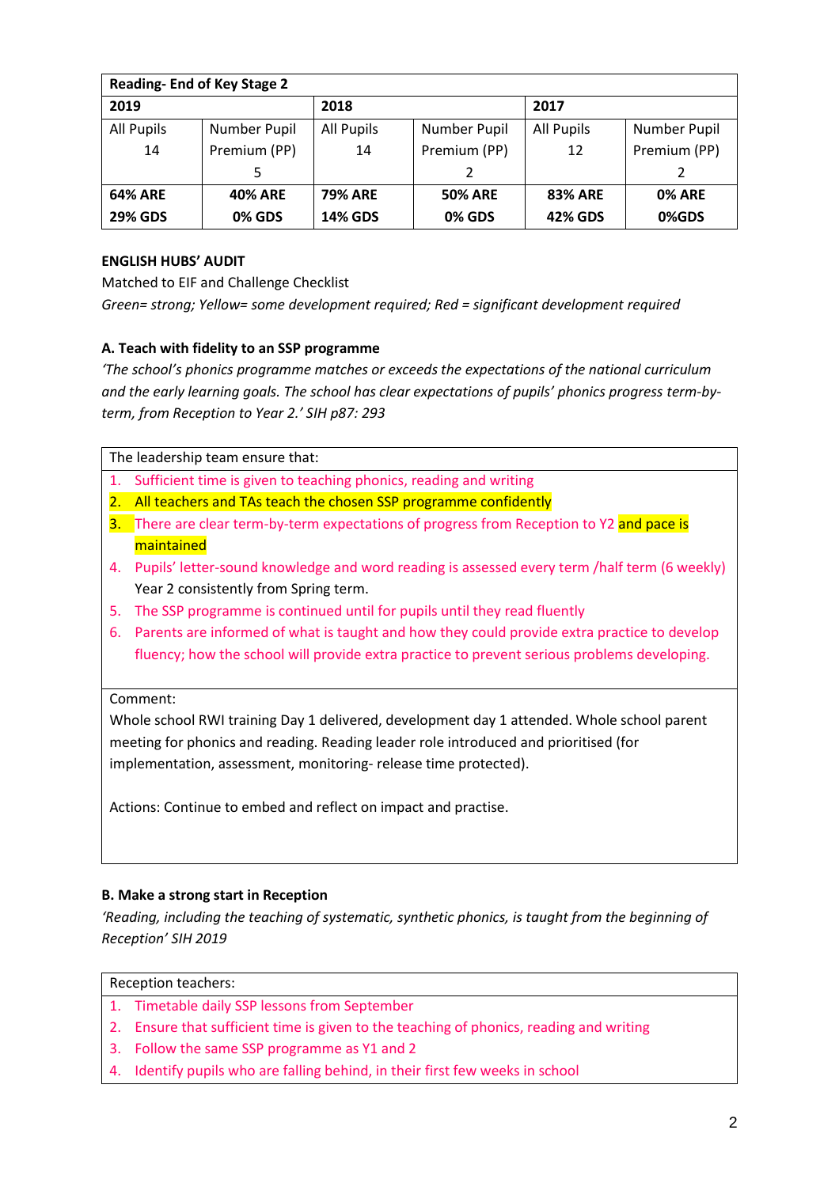| Reading- End of Key Stage 2 | | | | | |
|---|---|---|---|---|---|
| **2019** | | **2018** | | **2017** | |
| All Pupils 14 | Number Pupil Premium (PP) 5 | All Pupils 14 | Number Pupil Premium (PP) 2 | All Pupils 12 | Number Pupil Premium (PP) 2 |
| **64% ARE** **29% GDS** | **40% ARE** **0% GDS** | **79% ARE** **14% GDS** | **50% ARE** **0% GDS** | **83% ARE** **42% GDS** | **0% ARE** **0%GDS** |

**ENGLISH HUBS' AUDIT**

Matched to EIF and Challenge Checklist

*Green= strong; Yellow= some development required; Red = significant development required*

**A. Teach with fidelity to an SSP programme**

*'The school's phonics programme matches or exceeds the expectations of the national curriculum and the early learning goals. The school has clear expectations of pupils' phonics progress term-by-term, from Reception to Year 2.' SIH p87: 293*

| The leadership team ensure that: |
|---|
| 1. Sufficient time is given to teaching phonics, reading and writing<br>2. All teachers and TAs teach the chosen SSP programme confidently<br>3. There are clear term-by-term expectations of progress from Reception to Y2 and pace is maintained<br>4. Pupils' letter-sound knowledge and word reading is assessed every term /half term (6 weekly) Year 2 consistently from Spring term.<br>5. The SSP programme is continued until for pupils until they read fluently<br>6. Parents are informed of what is taught and how they could provide extra practice to develop fluency; how the school will provide extra practice to prevent serious problems developing. |
| Comment:<br>Whole school RWI training Day 1 delivered, development day 1 attended. Whole school parent meeting for phonics and reading. Reading leader role introduced and prioritised (for implementation, assessment, monitoring- release time protected).<br><br>Actions: Continue to embed and reflect on impact and practise. |

**B. Make a strong start in Reception**

*'Reading, including the teaching of systematic, synthetic phonics, is taught from the beginning of Reception' SIH 2019*

| Reception teachers: |
|---|
| 1. Timetable daily SSP lessons from September<br>2. Ensure that sufficient time is given to the teaching of phonics, reading and writing<br>3. Follow the same SSP programme as Y1 and 2<br>4. Identify pupils who are falling behind, in their first few weeks in school |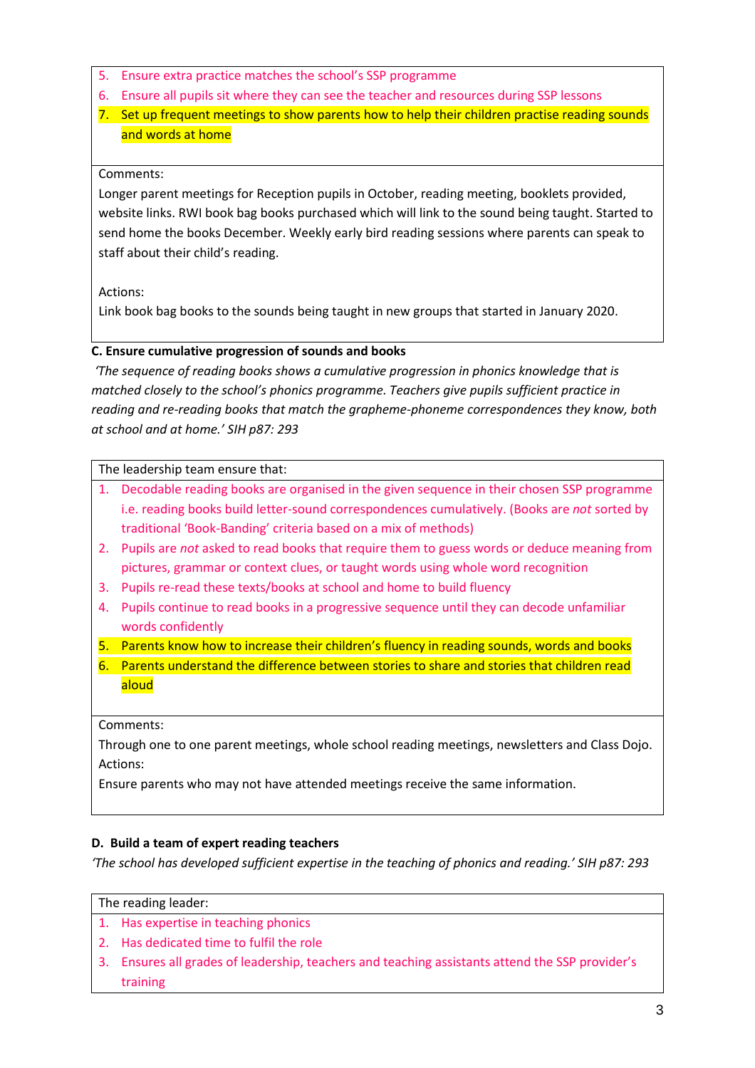5. Ensure extra practice matches the school's SSP programme
6. Ensure all pupils sit where they can see the teacher and resources during SSP lessons
7. Set up frequent meetings to show parents how to help their children practise reading sounds and words at home

Comments:
Longer parent meetings for Reception pupils in October, reading meeting, booklets provided, website links. RWI book bag books purchased which will link to the sound being taught. Started to send home the books December. Weekly early bird reading sessions where parents can speak to staff about their child's reading.

Actions:
Link book bag books to the sounds being taught in new groups that started in January 2020.

**C. Ensure cumulative progression of sounds and books**

*'The sequence of reading books shows a cumulative progression in phonics knowledge that is matched closely to the school's phonics programme. Teachers give pupils sufficient practice in reading and re-reading books that match the grapheme-phoneme correspondences they know, both at school and at home.' SIH p87: 293*

The leadership team ensure that:

1. Decodable reading books are organised in the given sequence in their chosen SSP programme i.e. reading books build letter-sound correspondences cumulatively. (Books are *not* sorted by traditional 'Book-Banding' criteria based on a mix of methods)
2. Pupils are *not* asked to read books that require them to guess words or deduce meaning from pictures, grammar or context clues, or taught words using whole word recognition
3. Pupils re-read these texts/books at school and home to build fluency
4. Pupils continue to read books in a progressive sequence until they can decode unfamiliar words confidently
5. Parents know how to increase their children's fluency in reading sounds, words and books
6. Parents understand the difference between stories to share and stories that children read aloud

Comments:
Through one to one parent meetings, whole school reading meetings, newsletters and Class Dojo.
Actions:
Ensure parents who may not have attended meetings receive the same information.

**D. Build a team of expert reading teachers**

*'The school has developed sufficient expertise in the teaching of phonics and reading.' SIH p87: 293*

The reading leader:

1. Has expertise in teaching phonics
2. Has dedicated time to fulfil the role
3. Ensures all grades of leadership, teachers and teaching assistants attend the SSP provider's training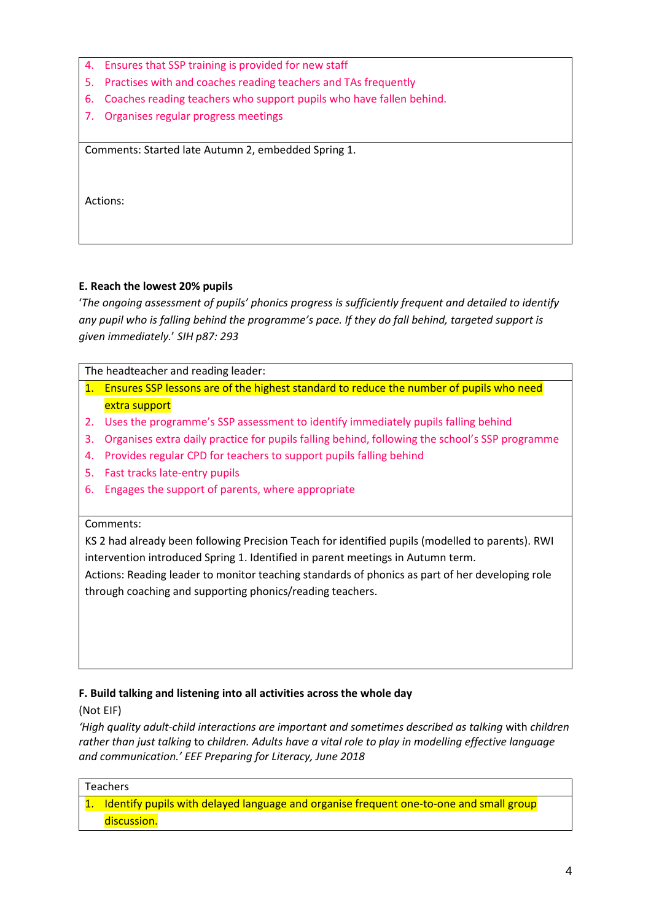4. Ensures that SSP training is provided for new staff
5. Practises with and coaches reading teachers and TAs frequently
6. Coaches reading teachers who support pupils who have fallen behind.
7. Organises regular progress meetings

Comments: Started late Autumn 2, embedded Spring 1.

Actions:

**E. Reach the lowest 20% pupils**

*'The ongoing assessment of pupils' phonics progress is sufficiently frequent and detailed to identify any pupil who is falling behind the programme's pace. If they do fall behind, targeted support is given immediately.' SIH p87: 293*

The headteacher and reading leader:

1. Ensures SSP lessons are of the highest standard to reduce the number of pupils who need extra support
2. Uses the programme's SSP assessment to identify immediately pupils falling behind
3. Organises extra daily practice for pupils falling behind, following the school's SSP programme
4. Provides regular CPD for teachers to support pupils falling behind
5. Fast tracks late-entry pupils
6. Engages the support of parents, where appropriate

Comments:
KS 2 had already been following Precision Teach for identified pupils (modelled to parents). RWI intervention introduced Spring 1. Identified in parent meetings in Autumn term.
Actions: Reading leader to monitor teaching standards of phonics as part of her developing role through coaching and supporting phonics/reading teachers.

**F. Build talking and listening into all activities across the whole day**

(Not EIF)

*'High quality adult-child interactions are important and sometimes described as talking* with *children rather than just talking* to *children. Adults have a vital role to play in modelling effective language and communication.' EEF Preparing for Literacy, June 2018*

Teachers

1. Identify pupils with delayed language and organise frequent one-to-one and small group discussion.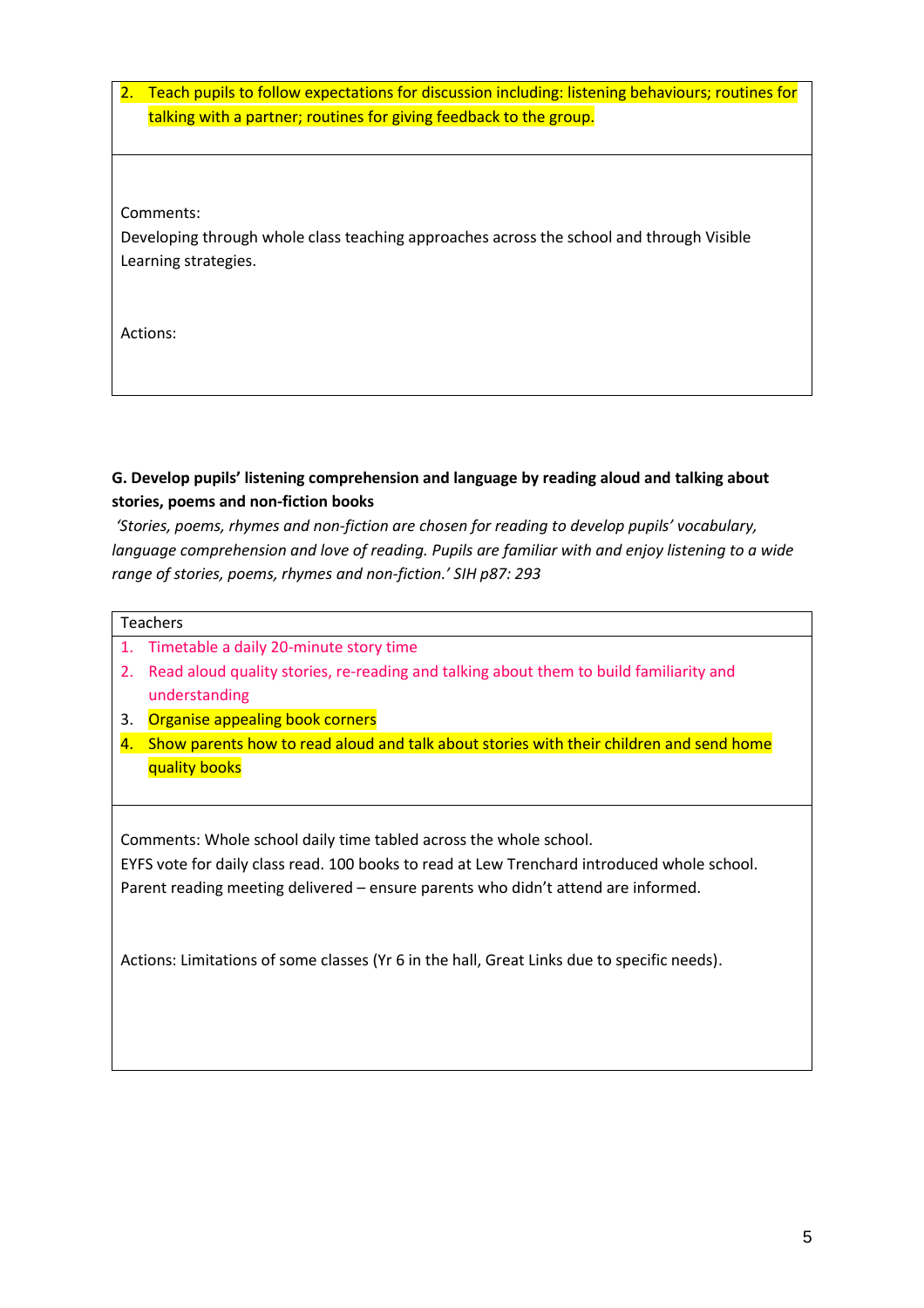2. Teach pupils to follow expectations for discussion including: listening behaviours; routines for talking with a partner; routines for giving feedback to the group.

Comments:
Developing through whole class teaching approaches across the school and through Visible Learning strategies.

Actions:

**G. Develop pupils' listening comprehension and language by reading aloud and talking about stories, poems and non-fiction books**

*'Stories, poems, rhymes and non-fiction are chosen for reading to develop pupils' vocabulary, language comprehension and love of reading. Pupils are familiar with and enjoy listening to a wide range of stories, poems, rhymes and non-fiction.' SIH p87: 293*

Teachers

1. Timetable a daily 20-minute story time
2. Read aloud quality stories, re-reading and talking about them to build familiarity and understanding
3. Organise appealing book corners
4. Show parents how to read aloud and talk about stories with their children and send home quality books

Comments: Whole school daily time tabled across the whole school.
EYFS vote for daily class read. 100 books to read at Lew Trenchard introduced whole school.
Parent reading meeting delivered – ensure parents who didn't attend are informed.

Actions: Limitations of some classes (Yr 6 in the hall, Great Links due to specific needs).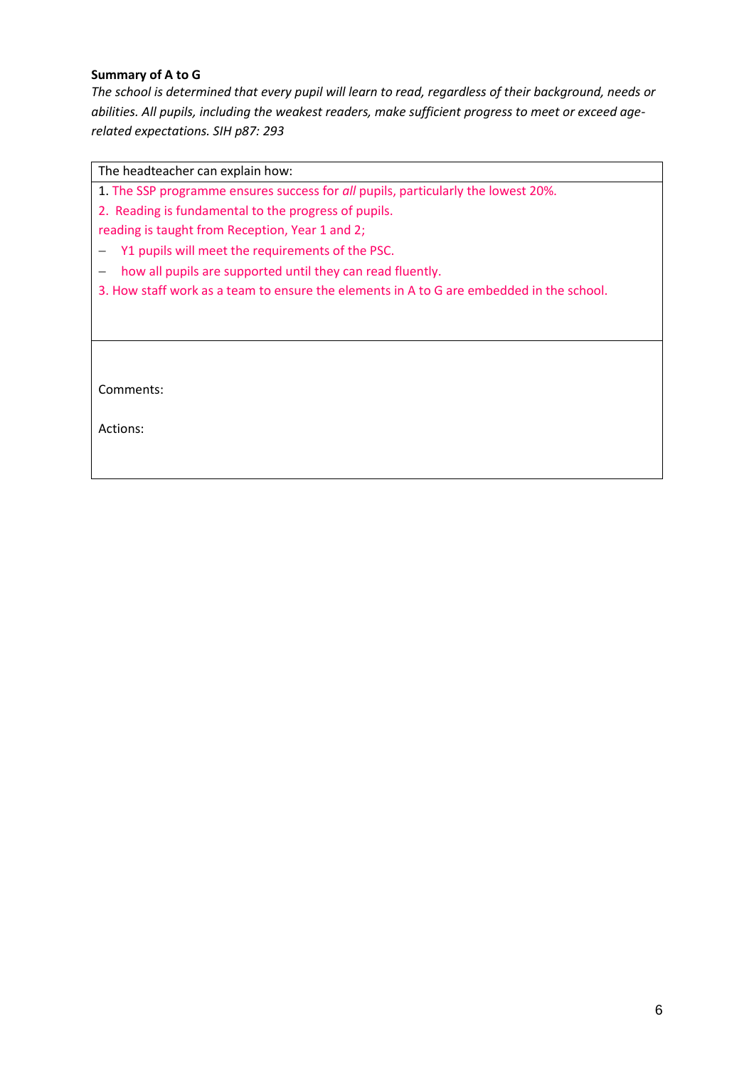**Summary of A to G**

*The school is determined that every pupil will learn to read, regardless of their background, needs or abilities. All pupils, including the weakest readers, make sufficient progress to meet or exceed age-related expectations. SIH p87: 293*

| The headteacher can explain how: |
| --- |
| 1. The SSP programme ensures success for *all* pupils, particularly the lowest 20%.<br>2. Reading is fundamental to the progress of pupils.<br>reading is taught from Reception, Year 1 and 2;<br>– Y1 pupils will meet the requirements of the PSC.<br>– how all pupils are supported until they can read fluently.<br>3. How staff work as a team to ensure the elements in A to G are embedded in the school. |
| Comments:<br><br>Actions: |